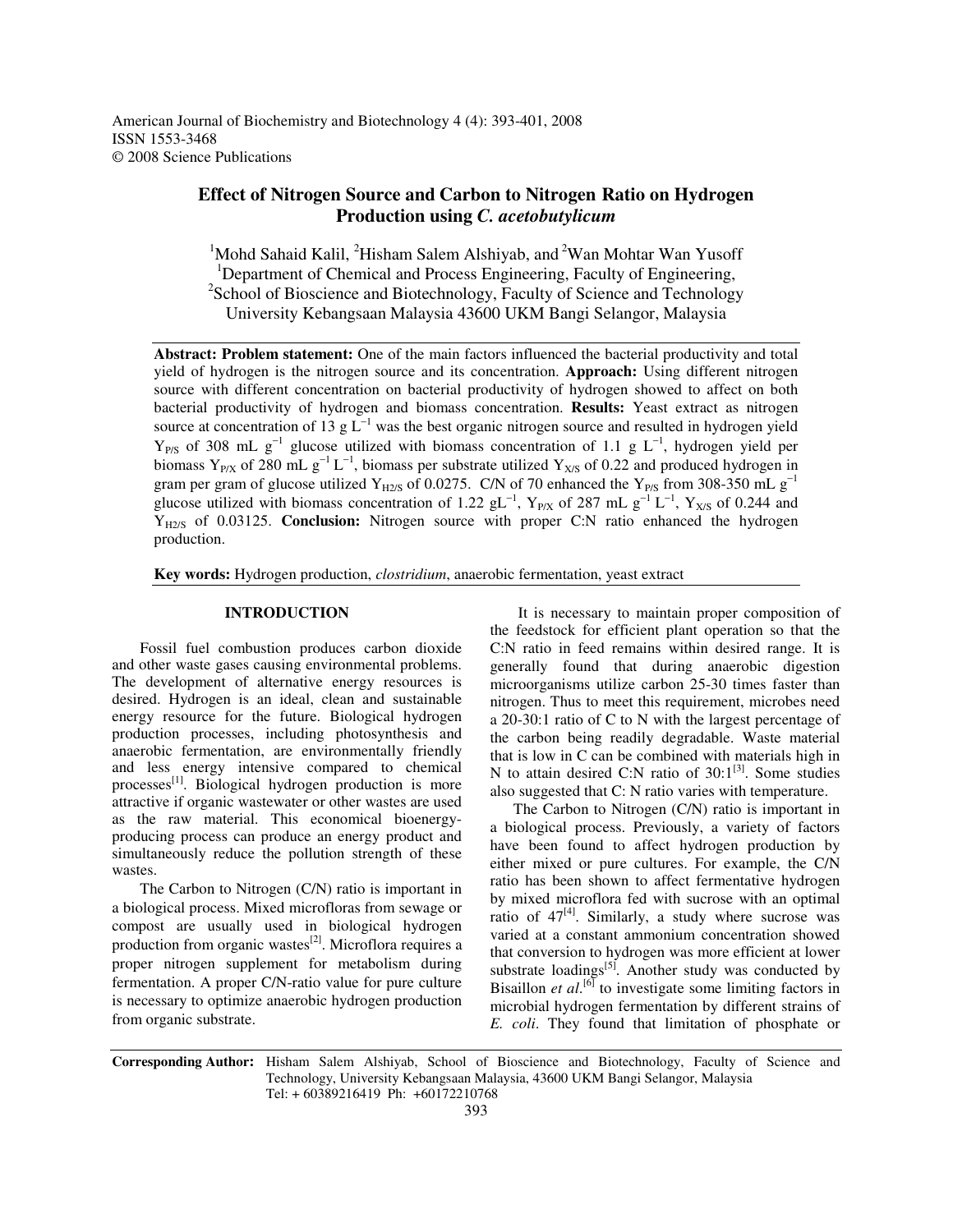American Journal of Biochemistry and Biotechnology 4 (4): 393-401, 2008
ISSN 1553-3468
© 2008 Science Publications

# Effect of Nitrogen Source and Carbon to Nitrogen Ratio on Hydrogen Production using *C. acetobutylicum*

[1]Mohd Sahaid Kalil, [2]Hisham Salem Alshiyab, and [2]Wan Mohtar Wan Yusoff
[1]Department of Chemical and Process Engineering, Faculty of Engineering,
[2]School of Bioscience and Biotechnology, Faculty of Science and Technology
University Kebangsaan Malaysia 43600 UKM Bangi Selangor, Malaysia

**Abstract: Problem statement:** One of the main factors influenced the bacterial productivity and total yield of hydrogen is the nitrogen source and its concentration. **Approach:** Using different nitrogen source with different concentration on bacterial productivity of hydrogen showed to affect on both bacterial productivity of hydrogen and biomass concentration. **Results:** Yeast extract as nitrogen source at concentration of 13 g $L^{-1}$ was the best organic nitrogen source and resulted in hydrogen yield $Y_{P/S}$ of 308 mL $g^{-1}$ glucose utilized with biomass concentration of 1.1 g $L^{-1}$, hydrogen yield per biomass $Y_{P/X}$ of 280 mL $g^{-1}$ $L^{-1}$, biomass per substrate utilized $Y_{X/S}$ of 0.22 and produced hydrogen in gram per gram of glucose utilized $Y_{H2/S}$ of 0.0275. C/N of 70 enhanced the $Y_{P/S}$ from 308-350 mL $g^{-1}$ glucose utilized with biomass concentration of 1.22 $gL^{-1}$, $Y_{P/X}$ of 287 mL $g^{-1}$ $L^{-1}$, $Y_{X/S}$ of 0.244 and $Y_{H2/S}$ of 0.03125. **Conclusion:** Nitrogen source with proper C:N ratio enhanced the hydrogen production.

**Key words:** Hydrogen production, *clostridium*, anaerobic fermentation, yeast extract

## INTRODUCTION

Fossil fuel combustion produces carbon dioxide and other waste gases causing environmental problems. The development of alternative energy resources is desired. Hydrogen is an ideal, clean and sustainable energy resource for the future. Biological hydrogen production processes, including photosynthesis and anaerobic fermentation, are environmentally friendly and less energy intensive compared to chemical processes[1]. Biological hydrogen production is more attractive if organic wastewater or other wastes are used as the raw material. This economical bioenergy-producing process can produce an energy product and simultaneously reduce the pollution strength of these wastes.

The Carbon to Nitrogen (C/N) ratio is important in a biological process. Mixed microfloras from sewage or compost are usually used in biological hydrogen production from organic wastes[2]. Microflora requires a proper nitrogen supplement for metabolism during fermentation. A proper C/N-ratio value for pure culture is necessary to optimize anaerobic hydrogen production from organic substrate.

It is necessary to maintain proper composition of the feedstock for efficient plant operation so that the C:N ratio in feed remains within desired range. It is generally found that during anaerobic digestion microorganisms utilize carbon 25-30 times faster than nitrogen. Thus to meet this requirement, microbes need a 20-30:1 ratio of C to N with the largest percentage of the carbon being readily degradable. Waste material that is low in C can be combined with materials high in N to attain desired C:N ratio of 30:1[3]. Some studies also suggested that C: N ratio varies with temperature.

The Carbon to Nitrogen (C/N) ratio is important in a biological process. Previously, a variety of factors have been found to affect hydrogen production by either mixed or pure cultures. For example, the C/N ratio has been shown to affect fermentative hydrogen by mixed microflora fed with sucrose with an optimal ratio of 47[4]. Similarly, a study where sucrose was varied at a constant ammonium concentration showed that conversion to hydrogen was more efficient at lower substrate loadings[5]. Another study was conducted by Bisaillon *et al.*[6] to investigate some limiting factors in microbial hydrogen fermentation by different strains of *E. coli*. They found that limitation of phosphate or

**Corresponding Author:** Hisham Salem Alshiyab, School of Bioscience and Biotechnology, Faculty of Science and Technology, University Kebangsaan Malaysia, 43600 UKM Bangi Selangor, Malaysia Tel: + 60389216419 Ph: +60172210768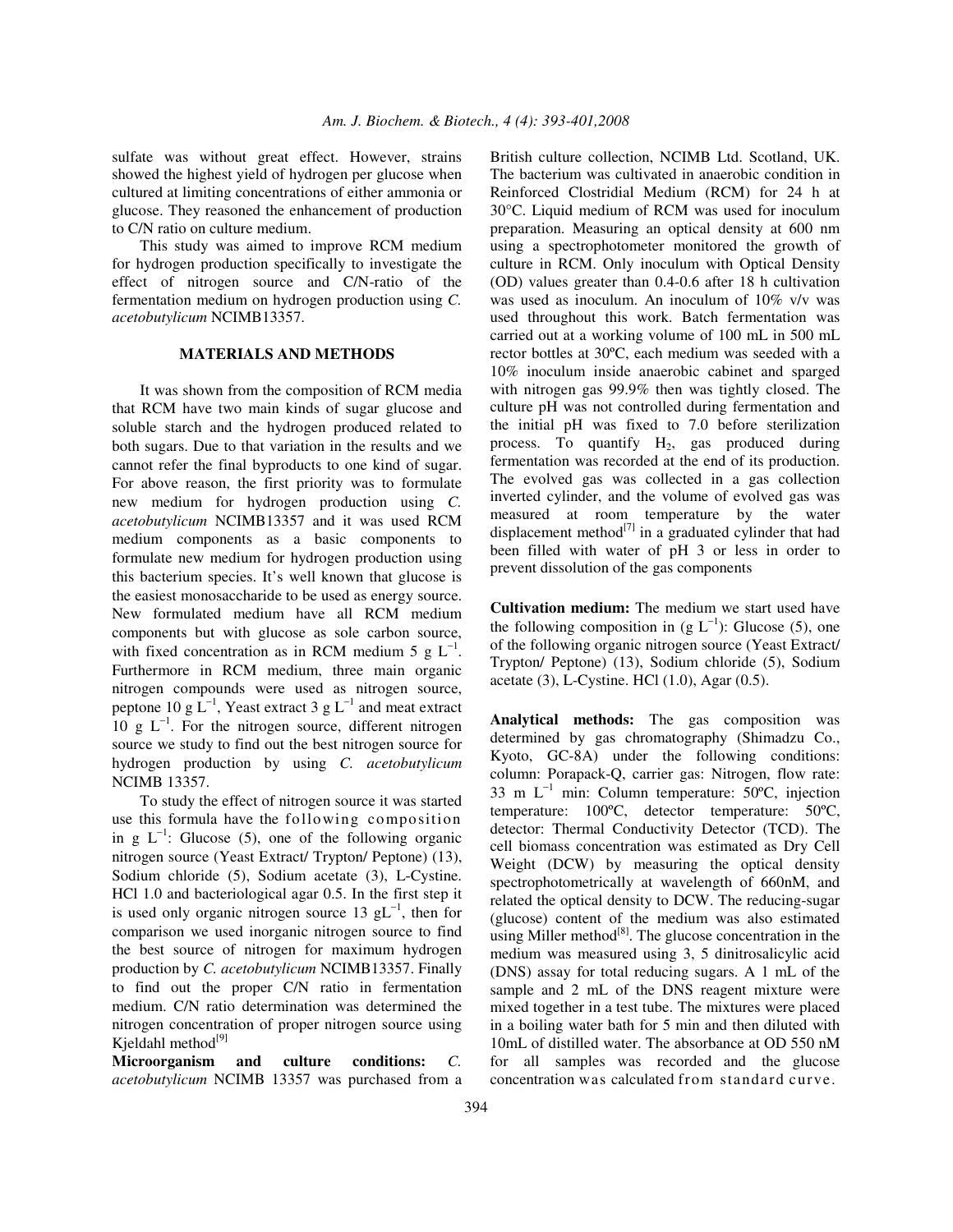sulfate was without great effect. However, strains showed the highest yield of hydrogen per glucose when cultured at limiting concentrations of either ammonia or glucose. They reasoned the enhancement of production to C/N ratio on culture medium.

This study was aimed to improve RCM medium for hydrogen production specifically to investigate the effect of nitrogen source and C/N-ratio of the fermentation medium on hydrogen production using *C. acetobutylicum* NCIMB13357.

## MATERIALS AND METHODS

It was shown from the composition of RCM media that RCM have two main kinds of sugar glucose and soluble starch and the hydrogen produced related to both sugars. Due to that variation in the results and we cannot refer the final byproducts to one kind of sugar. For above reason, the first priority was to formulate new medium for hydrogen production using *C. acetobutylicum* NCIMB13357 and it was used RCM medium components as a basic components to formulate new medium for hydrogen production using this bacterium species. It's well known that glucose is the easiest monosaccharide to be used as energy source. New formulated medium have all RCM medium components but with glucose as sole carbon source, with fixed concentration as in RCM medium 5 g $L^{-1}$. Furthermore in RCM medium, three main organic nitrogen compounds were used as nitrogen source, peptone 10 g $L^{-1}$, Yeast extract 3 g $L^{-1}$ and meat extract 10 g $L^{-1}$. For the nitrogen source, different nitrogen source we study to find out the best nitrogen source for hydrogen production by using *C. acetobutylicum* NCIMB 13357.

To study the effect of nitrogen source it was started use this formula have the following composition in g $L^{-1}$: Glucose (5), one of the following organic nitrogen source (Yeast Extract/ Trypton/ Peptone) (13), Sodium chloride (5), Sodium acetate (3), L-Cystine. HCl 1.0 and bacteriological agar 0.5. In the first step it is used only organic nitrogen source 13 g$L^{-1}$, then for comparison we used inorganic nitrogen source to find the best source of nitrogen for maximum hydrogen production by *C. acetobutylicum* NCIMB13357. Finally to find out the proper C/N ratio in fermentation medium. C/N ratio determination was determined the nitrogen concentration of proper nitrogen source using Kjeldahl method[9]

**Microorganism and culture conditions:** *C. acetobutylicum* NCIMB 13357 was purchased from a British culture collection, NCIMB Ltd. Scotland, UK. The bacterium was cultivated in anaerobic condition in Reinforced Clostridial Medium (RCM) for 24 h at 30°C. Liquid medium of RCM was used for inoculum preparation. Measuring an optical density at 600 nm using a spectrophotometer monitored the growth of culture in RCM. Only inoculum with Optical Density (OD) values greater than 0.4-0.6 after 18 h cultivation was used as inoculum. An inoculum of 10% v/v was used throughout this work. Batch fermentation was carried out at a working volume of 100 mL in 500 mL rector bottles at 30ºC, each medium was seeded with a 10% inoculum inside anaerobic cabinet and sparged with nitrogen gas 99.9% then was tightly closed. The culture pH was not controlled during fermentation and the initial pH was fixed to 7.0 before sterilization process. To quantify $H_2$, gas produced during fermentation was recorded at the end of its production. The evolved gas was collected in a gas collection inverted cylinder, and the volume of evolved gas was measured at room temperature by the water displacement method[7] in a graduated cylinder that had been filled with water of pH 3 or less in order to prevent dissolution of the gas components

**Cultivation medium:** The medium we start used have the following composition in (g $L^{-1}$): Glucose (5), one of the following organic nitrogen source (Yeast Extract/ Trypton/ Peptone) (13), Sodium chloride (5), Sodium acetate (3), L-Cystine. HCl (1.0), Agar (0.5).

**Analytical methods:** The gas composition was determined by gas chromatography (Shimadzu Co., Kyoto, GC-8A) under the following conditions: column: Porapack-Q, carrier gas: Nitrogen, flow rate: 33 m $L^{-1}$ min: Column temperature: 50ºC, injection temperature: 100ºC, detector temperature: 50ºC, detector: Thermal Conductivity Detector (TCD). The cell biomass concentration was estimated as Dry Cell Weight (DCW) by measuring the optical density spectrophotometrically at wavelength of 660nM, and related the optical density to DCW. The reducing-sugar (glucose) content of the medium was also estimated using Miller method[8]. The glucose concentration in the medium was measured using 3, 5 dinitrosalicylic acid (DNS) assay for total reducing sugars. A 1 mL of the sample and 2 mL of the DNS reagent mixture were mixed together in a test tube. The mixtures were placed in a boiling water bath for 5 min and then diluted with 10mL of distilled water. The absorbance at OD 550 nM for all samples was recorded and the glucose concentration was calculated from standard curve.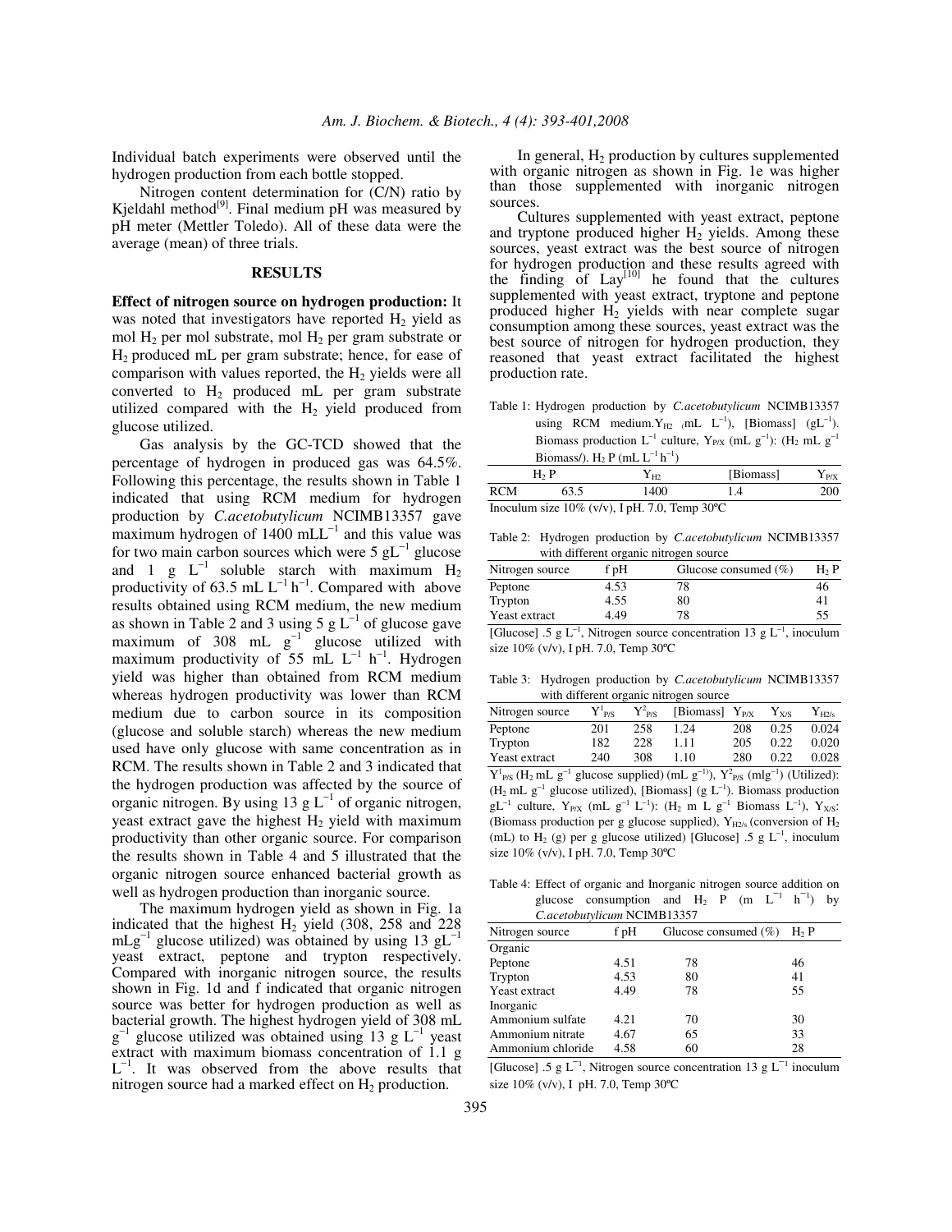Individual batch experiments were observed until the hydrogen production from each bottle stopped.

Nitrogen content determination for (C/N) ratio by Kjeldahl method[9]. Final medium pH was measured by pH meter (Mettler Toledo). All of these data were the average (mean) of three trials.

## RESULTS

**Effect of nitrogen source on hydrogen production:** It was noted that investigators have reported $H_2$ yield as mol $H_2$ per mol substrate, mol $H_2$ per gram substrate or $H_2$ produced mL per gram substrate; hence, for ease of comparison with values reported, the $H_2$ yields were all converted to $H_2$ produced mL per gram substrate utilized compared with the $H_2$ yield produced from glucose utilized.

Gas analysis by the GC-TCD showed that the percentage of hydrogen in produced gas was 64.5%. Following this percentage, the results shown in Table 1 indicated that using RCM medium for hydrogen production by *C.acetobutylicum* NCIMB13357 gave maximum hydrogen of 1400 $mLL^{-1}$ and this value was for two main carbon sources which were 5 $gL^{-1}$ glucose and 1 g $L^{-1}$ soluble starch with maximum $H_2$ productivity of 63.5 mL $L^{-1}$ $h^{-1}$. Compared with above results obtained using RCM medium, the new medium as shown in Table 2 and 3 using 5 g $L^{-1}$ of glucose gave maximum of 308 mL $g^{-1}$ glucose utilized with maximum productivity of 55 mL $L^{-1}$ $h^{-1}$. Hydrogen yield was higher than obtained from RCM medium whereas hydrogen productivity was lower than RCM medium due to carbon source in its composition (glucose and soluble starch) whereas the new medium used have only glucose with same concentration as in RCM. The results shown in Table 2 and 3 indicated that the hydrogen production was affected by the source of organic nitrogen. By using 13 g $L^{-1}$ of organic nitrogen, yeast extract gave the highest $H_2$ yield with maximum productivity than other organic source. For comparison the results shown in Table 4 and 5 illustrated that the organic nitrogen source enhanced bacterial growth as well as hydrogen production than inorganic source.

The maximum hydrogen yield as shown in Fig. 1a indicated that the highest $H_2$ yield (308, 258 and 228 $mLg^{-1}$ glucose utilized) was obtained by using 13 $gL^{-1}$ yeast extract, peptone and trypton respectively. Compared with inorganic nitrogen source, the results shown in Fig. 1d and f indicated that organic nitrogen source was better for hydrogen production as well as bacterial growth. The highest hydrogen yield of 308 mL $g^{-1}$ glucose utilized was obtained using 13 g $L^{-1}$ yeast extract with maximum biomass concentration of 1.1 g $L^{-1}$. It was observed from the above results that nitrogen source had a marked effect on $H_2$ production.

In general, $H_2$ production by cultures supplemented with organic nitrogen as shown in Fig. 1e was higher than those supplemented with inorganic nitrogen sources.

Cultures supplemented with yeast extract, peptone and tryptone produced higher $H_2$ yields. Among these sources, yeast extract was the best source of nitrogen for hydrogen production and these results agreed with the finding of Lay[10] he found that the cultures supplemented with yeast extract, tryptone and peptone produced higher $H_2$ yields with near complete sugar consumption among these sources, yeast extract was the best source of nitrogen for hydrogen production, they reasoned that yeast extract facilitated the highest production rate.

Table 1: Hydrogen production by *C.acetobutylicum* NCIMB13357 using RCM medium.$Y_{H2}$ (mL $L^{-1}$), [Biomass] ($gL^{-1}$). Biomass production $L^{-1}$ culture, $Y_{P/X}$ (mL $g^{-1}$): ($H_2$ mL $g^{-1}$ Biomass/). $H_2$ P (mL $L^{-1}$ $h^{-1}$)

| | $H_2$ P | $Y_{H2}$ | [Biomass] | $Y_{P/X}$ |
|---|---|---|---|---|
| RCM | 63.5 | 1400 | 1.4 | 200 |

Inoculum size 10% (v/v), I pH. 7.0, Temp 30°C

Table 2: Hydrogen production by *C.acetobutylicum* NCIMB13357 with different organic nitrogen source

| Nitrogen source | f pH | Glucose consumed (%) | $H_2$ P |
|---|---|---|---|
| Peptone | 4.53 | 78 | 46 |
| Trypton | 4.55 | 80 | 41 |
| Yeast extract | 4.49 | 78 | 55 |

[Glucose] .5 g $L^{-1}$, Nitrogen source concentration 13 g $L^{-1}$, inoculum size 10% (v/v), I pH. 7.0, Temp 30°C

Table 3: Hydrogen production by *C.acetobutylicum* NCIMB13357 with different organic nitrogen source

| Nitrogen source | $Y^1_{P/S}$ | $Y^2_{P/S}$ | [Biomass] | $Y_{P/X}$ | $Y_{X/S}$ | $Y_{H2/s}$ |
|---|---|---|---|---|---|---|
| Peptone | 201 | 258 | 1.24 | 208 | 0.25 | 0.024 |
| Trypton | 182 | 228 | 1.11 | 205 | 0.22 | 0.020 |
| Yeast extract | 240 | 308 | 1.10 | 280 | 0.22 | 0.028 |

$Y^1_{P/S}$ ($H_2$ mL $g^{-1}$ glucose supplied) (mL $g^{-1}$), $Y^2_{P/S}$ (ml$g^{-1}$) (Utilized): ($H_2$ mL $g^{-1}$ glucose utilized), [Biomass] (g $L^{-1}$). Biomass production $gL^{-1}$ culture, $Y_{P/X}$ (mL $g^{-1}$ $L^{-1}$): ($H_2$ m L $g^{-1}$ Biomass $L^{-1}$), $Y_{X/S}$: (Biomass production per g glucose supplied), $Y_{H2/s}$ (conversion of $H_2$ (mL) to $H_2$ (g) per g glucose utilized) [Glucose] .5 g $L^{-1}$, inoculum size 10% (v/v), I pH. 7.0, Temp 30°C

Table 4: Effect of organic and Inorganic nitrogen source addition on glucose consumption and $H_2$ P (m $L^{-1}$ $h^{-1}$) by *C.acetobutylicum* NCIMB13357

| Nitrogen source | f pH | Glucose consumed (%) | $H_2$ P |
|---|---|---|---|
| Organic | | | |
| Peptone | 4.51 | 78 | 46 |
| Trypton | 4.53 | 80 | 41 |
| Yeast extract | 4.49 | 78 | 55 |
| Inorganic | | | |
| Ammonium sulfate | 4.21 | 70 | 30 |
| Ammonium nitrate | 4.67 | 65 | 33 |
| Ammonium chloride | 4.58 | 60 | 28 |

[Glucose] .5 g $L^{-1}$, Nitrogen source concentration 13 g $L^{-1}$ inoculum size 10% (v/v), I pH. 7.0, Temp 30°C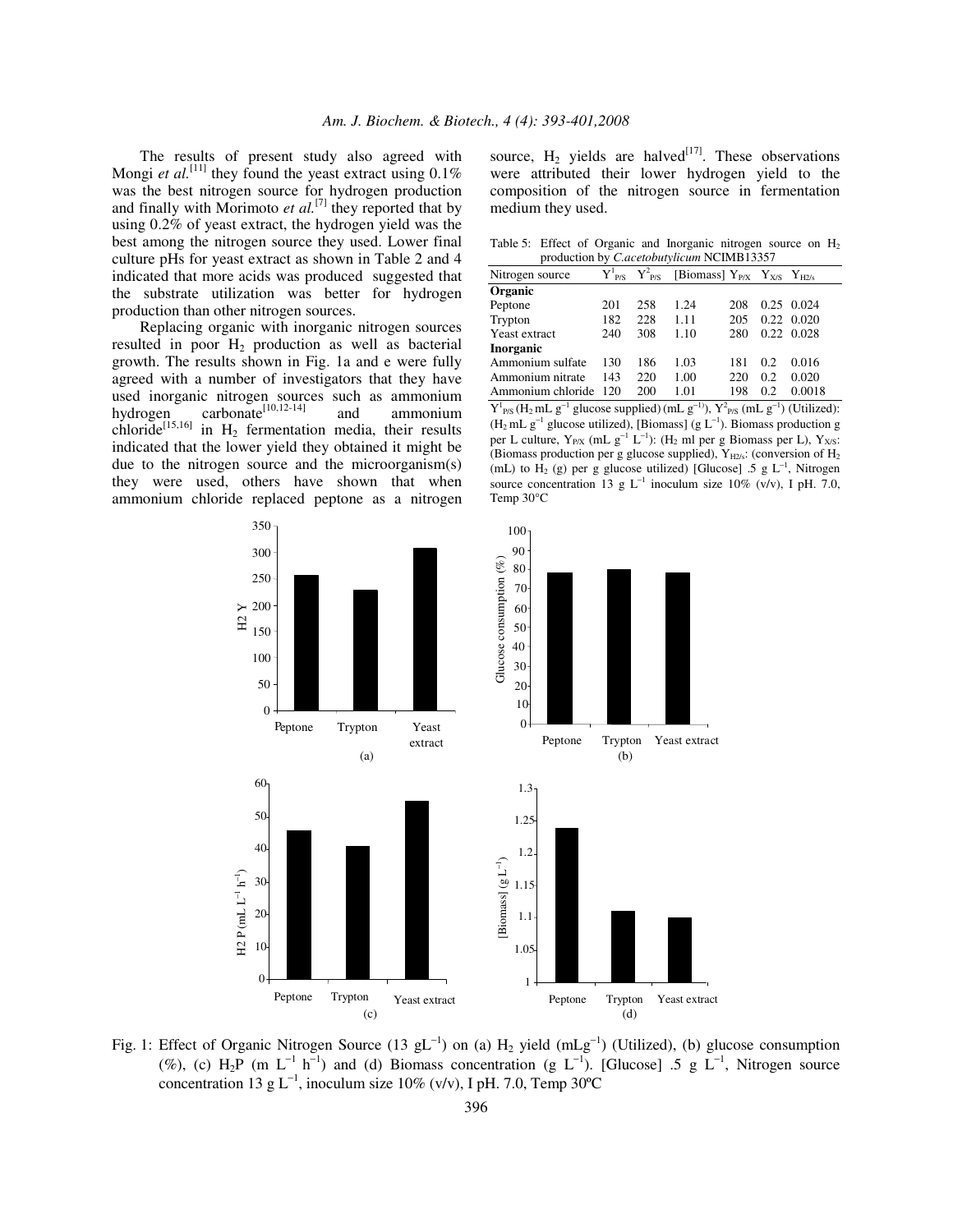The results of present study also agreed with Mongi *et al.*[11] they found the yeast extract using 0.1% was the best nitrogen source for hydrogen production and finally with Morimoto *et al.*[7] they reported that by using 0.2% of yeast extract, the hydrogen yield was the best among the nitrogen source they used. Lower final culture pHs for yeast extract as shown in Table 2 and 4 indicated that more acids was produced suggested that the substrate utilization was better for hydrogen production than other nitrogen sources.

Replacing organic with inorganic nitrogen sources resulted in poor $H_2$ production as well as bacterial growth. The results shown in Fig. 1a and e were fully agreed with a number of investigators that they have used inorganic nitrogen sources such as ammonium hydrogen carbonate[10,12-14] and ammonium chloride[15,16] in $H_2$ fermentation media, their results indicated that the lower yield they obtained it might be due to the nitrogen source and the microorganism(s) they were used, others have shown that when ammonium chloride replaced peptone as a nitrogen source, $H_2$ yields are halved[17]. These observations were attributed their lower hydrogen yield to the composition of the nitrogen source in fermentation medium they used.

Table 5: Effect of Organic and Inorganic nitrogen source on $H_2$ production by *C.acetobutylicum* NCIMB13357

| Nitrogen source | $Y^1_{P/S}$ | $Y^2_{P/S}$ | [Biomass] | $Y_{P/X}$ | $Y_{X/S}$ | $Y_{H2/s}$ |
|---|---|---|---|---|---|---|
| **Organic** | | | | | | |
| Peptone | 201 | 258 | 1.24 | 208 | 0.25 | 0.024 |
| Trypton | 182 | 228 | 1.11 | 205 | 0.22 | 0.020 |
| Yeast extract | 240 | 308 | 1.10 | 280 | 0.22 | 0.028 |
| **Inorganic** | | | | | | |
| Ammonium sulfate | 130 | 186 | 1.03 | 181 | 0.2 | 0.016 |
| Ammonium nitrate | 143 | 220 | 1.00 | 220 | 0.2 | 0.020 |
| Ammonium chloride | 120 | 200 | 1.01 | 198 | 0.2 | 0.0018 |

$Y^1_{P/S}$ ($H_2$ mL $g^{-1}$ glucose supplied) (mL $g^{-1}$), $Y^2_{P/S}$ (mL $g^{-1}$) (Utilized): ($H_2$ mL $g^{-1}$ glucose utilized), [Biomass] (g $L^{-1}$). Biomass production g per L culture, $Y_{P/X}$ (mL $g^{-1}$ $L^{-1}$): ($H_2$ ml per g Biomass per L), $Y_{X/S}$: (Biomass production per g glucose supplied), $Y_{H2/s}$: (conversion of $H_2$ (mL) to $H_2$ (g) per g glucose utilized) [Glucose] .5 g $L^{-1}$, Nitrogen source concentration 13 g $L^{-1}$ inoculum size 10% (v/v), I pH. 7.0, Temp 30°C

Fig. 1: Effect of Organic Nitrogen Source (13 $gL^{-1}$) on (a) $H_2$ yield ($mLg^{-1}$) (Utilized), (b) glucose consumption (%), (c) $H_2P$ (m $L^{-1}$ $h^{-1}$) and (d) Biomass concentration (g $L^{-1}$). [Glucose] .5 g $L^{-1}$, Nitrogen source concentration 13 g $L^{-1}$, inoculum size 10% (v/v), I pH. 7.0, Temp 30ºC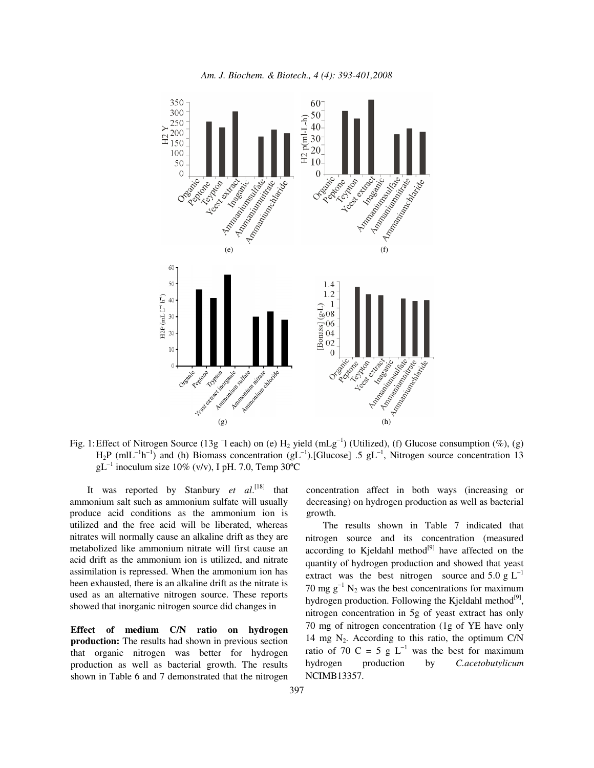Fig. 1: Effect of Nitrogen Source (13g ¯l each) on (e) $H_2$ yield ($mLg^{-1}$) (Utilized), (f) Glucose consumption (%), (g) $H_2P$ ($mlL^{-1}h^{-1}$) and (h) Biomass concentration ($gL^{-1}$).[Glucose] .5 $gL^{-1}$, Nitrogen source concentration 13 $gL^{-1}$ inoculum size 10% (v/v), I pH. 7.0, Temp 30ºC

It was reported by Stanbury *et al*.[18] that ammonium salt such as ammonium sulfate will usually produce acid conditions as the ammonium ion is utilized and the free acid will be liberated, whereas nitrates will normally cause an alkaline drift as they are metabolized like ammonium nitrate will first cause an acid drift as the ammonium ion is utilized, and nitrate assimilation is repressed. When the ammonium ion has been exhausted, there is an alkaline drift as the nitrate is used as an alternative nitrogen source. These reports showed that inorganic nitrogen source did changes in concentration affect in both ways (increasing or decreasing) on hydrogen production as well as bacterial growth.

**Effect of medium C/N ratio on hydrogen production:** The results had shown in previous section that organic nitrogen was better for hydrogen production as well as bacterial growth. The results shown in Table 6 and 7 demonstrated that the nitrogen concentration affect in both ways (increasing or decreasing) on hydrogen production as well as bacterial growth.

The results shown in Table 7 indicated that nitrogen source and its concentration (measured according to Kjeldahl method[9] have affected on the quantity of hydrogen production and showed that yeast extract was the best nitrogen source and 5.0 g $L^{-1}$ 70 mg $g^{-1}$ $N_2$ was the best concentrations for maximum hydrogen production. Following the Kjeldahl method[9], nitrogen concentration in 5g of yeast extract has only 70 mg of nitrogen concentration (1g of YE have only 14 mg $N_2$. According to this ratio, the optimum C/N ratio of 70 C = 5 g $L^{-1}$ was the best for maximum hydrogen production by *C.acetobutylicum* NCIMB13357.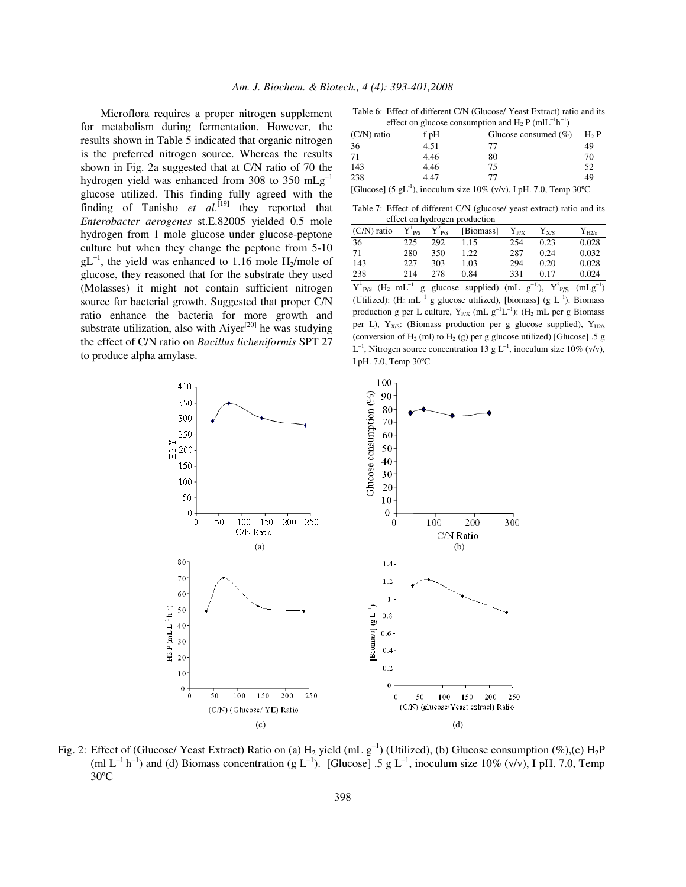Microflora requires a proper nitrogen supplement for metabolism during fermentation. However, the results shown in Table 5 indicated that organic nitrogen is the preferred nitrogen source. Whereas the results shown in Fig. 2a suggested that at C/N ratio of 70 the hydrogen yield was enhanced from 308 to 350 $mLg^{-1}$ glucose utilized. This finding fully agreed with the finding of Tanisho *et al*.[19] they reported that *Enterobacter aerogenes* st.E.82005 yielded 0.5 mole hydrogen from 1 mole glucose under glucose-peptone culture but when they change the peptone from 5-10 $gL^{-1}$, the yield was enhanced to 1.16 mole $H_2$/mole of glucose, they reasoned that for the substrate they used (Molasses) it might not contain sufficient nitrogen source for bacterial growth. Suggested that proper C/N ratio enhance the bacteria for more growth and substrate utilization, also with Aiyer[20] he was studying the effect of C/N ratio on *Bacillus licheniformis* SPT 27 to produce alpha amylase.

Table 6: Effect of different C/N (Glucose/ Yeast Extract) ratio and its effect on glucose consumption and $H_2$ P ($mLL^{-1}h^{-1}$)

| (C/N) ratio | f pH | Glucose consumed (%) | $H_2$ P |
|---|---|---|---|
| 36 | 4.51 | 77 | 49 |
| 71 | 4.46 | 80 | 70 |
| 143 | 4.46 | 75 | 52 |
| 238 | 4.47 | 77 | 49 |

[Glucose] (5 $gL^{-1}$), inoculum size 10% (v/v), I pH. 7.0, Temp 30ºC

Table 7: Effect of different C/N (glucose/ yeast extract) ratio and its effect on hydrogen production

| (C/N) ratio | $Y^1_{P/S}$ | $Y^2_{P/S}$ | [Biomass] | $Y_{P/X}$ | $Y_{X/S}$ | $Y_{H2/s}$ |
|---|---|---|---|---|---|---|
| 36 | 225 | 292 | 1.15 | 254 | 0.23 | 0.028 |
| 71 | 280 | 350 | 1.22 | 287 | 0.24 | 0.032 |
| 143 | 227 | 303 | 1.03 | 294 | 0.20 | 0.028 |
| 238 | 214 | 278 | 0.84 | 331 | 0.17 | 0.024 |

$Y^1_{P/S}$ ($H_2$ $mL^{-1}$ g glucose supplied) ($mL\ g^{-1}$), $Y^2_{P/S}$ ($mLg^{-1}$) (Utilized): ($H_2$ $mL^{-1}$ g glucose utilized), [biomass] ($g\ L^{-1}$). Biomass production g per L culture, $Y_{P/X}$ ($mL\ g^{-1}L^{-1}$): ($H_2$ mL per g Biomass per L), $Y_{X/S}$: (Biomass production per g glucose supplied), $Y_{H2/s}$ (conversion of $H_2$ (ml) to $H_2$ (g) per g glucose utilized) [Glucose] .5 g $L^{-1}$, Nitrogen source concentration 13 g $L^{-1}$, inoculum size 10% (v/v), I pH. 7.0, Temp 30ºC

Fig. 2: Effect of (Glucose/ Yeast Extract) Ratio on (a) $H_2$ yield ($mL\ g^{-1}$) (Utilized), (b) Glucose consumption (%),(c) $H_2$P ($ml\ L^{-1}\ h^{-1}$) and (d) Biomass concentration ($g\ L^{-1}$). [Glucose] .5 g $L^{-1}$, inoculum size 10% (v/v), I pH. 7.0, Temp 30ºC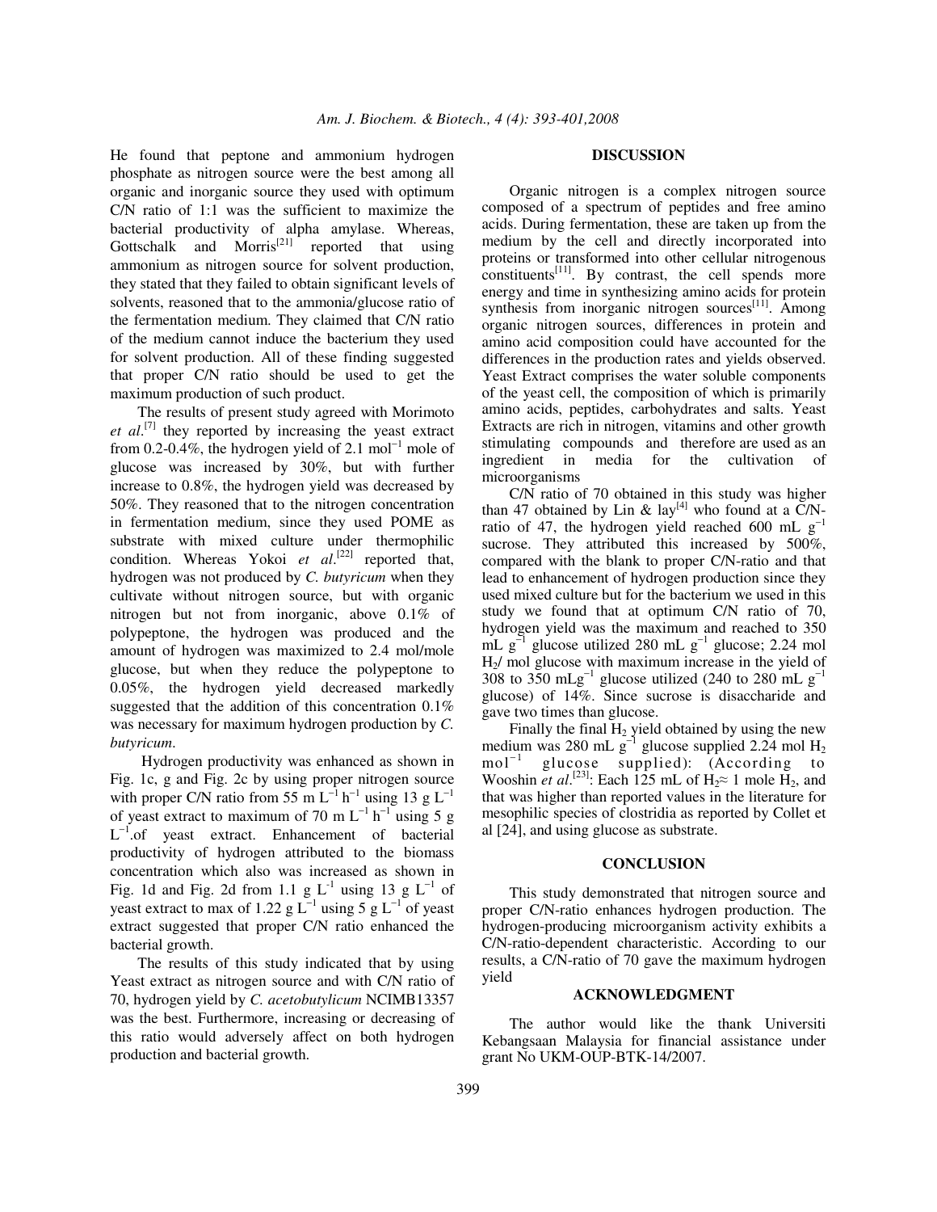He found that peptone and ammonium hydrogen phosphate as nitrogen source were the best among all organic and inorganic source they used with optimum C/N ratio of 1:1 was the sufficient to maximize the bacterial productivity of alpha amylase. Whereas, Gottschalk and Morris[21] reported that using ammonium as nitrogen source for solvent production, they stated that they failed to obtain significant levels of solvents, reasoned that to the ammonia/glucose ratio of the fermentation medium. They claimed that C/N ratio of the medium cannot induce the bacterium they used for solvent production. All of these finding suggested that proper C/N ratio should be used to get the maximum production of such product.

The results of present study agreed with Morimoto *et al*.[7] they reported by increasing the yeast extract from 0.2-0.4%, the hydrogen yield of 2.1 $mol^{-1}$ mole of glucose was increased by 30%, but with further increase to 0.8%, the hydrogen yield was decreased by 50%. They reasoned that to the nitrogen concentration in fermentation medium, since they used POME as substrate with mixed culture under thermophilic condition. Whereas Yokoi *et al*.[22] reported that, hydrogen was not produced by *C. butyricum* when they cultivate without nitrogen source, but with organic nitrogen but not from inorganic, above 0.1% of polypeptone, the hydrogen was produced and the amount of hydrogen was maximized to 2.4 mol/mole glucose, but when they reduce the polypeptone to 0.05%, the hydrogen yield decreased markedly suggested that the addition of this concentration 0.1% was necessary for maximum hydrogen production by *C. butyricum*.

Hydrogen productivity was enhanced as shown in Fig. 1c, g and Fig. 2c by using proper nitrogen source with proper C/N ratio from 55 m $L^{-1}$ $h^{-1}$ using 13 g $L^{-1}$ of yeast extract to maximum of 70 m $L^{-1}$ $h^{-1}$ using 5 g $L^{-1}$.of yeast extract. Enhancement of bacterial productivity of hydrogen attributed to the biomass concentration which also was increased as shown in Fig. 1d and Fig. 2d from 1.1 g $L^{-1}$ using 13 g $L^{-1}$ of yeast extract to max of 1.22 g $L^{-1}$ using 5 g $L^{-1}$ of yeast extract suggested that proper C/N ratio enhanced the bacterial growth.

The results of this study indicated that by using Yeast extract as nitrogen source and with C/N ratio of 70, hydrogen yield by *C. acetobutylicum* NCIMB13357 was the best. Furthermore, increasing or decreasing of this ratio would adversely affect on both hydrogen production and bacterial growth.

## DISCUSSION

Organic nitrogen is a complex nitrogen source composed of a spectrum of peptides and free amino acids. During fermentation, these are taken up from the medium by the cell and directly incorporated into proteins or transformed into other cellular nitrogenous constituents[11]. By contrast, the cell spends more energy and time in synthesizing amino acids for protein synthesis from inorganic nitrogen sources[11]. Among organic nitrogen sources, differences in protein and amino acid composition could have accounted for the differences in the production rates and yields observed. Yeast Extract comprises the water soluble components of the yeast cell, the composition of which is primarily amino acids, peptides, carbohydrates and salts. Yeast Extracts are rich in nitrogen, vitamins and other growth stimulating compounds and therefore are used as an ingredient in media for the cultivation of microorganisms

C/N ratio of 70 obtained in this study was higher than 47 obtained by Lin & lay[4] who found at a C/N-ratio of 47, the hydrogen yield reached 600 mL $g^{-1}$ sucrose. They attributed this increased by 500%, compared with the blank to proper C/N-ratio and that lead to enhancement of hydrogen production since they used mixed culture but for the bacterium we used in this study we found that at optimum C/N ratio of 70, hydrogen yield was the maximum and reached to 350 mL $g^{-1}$ glucose utilized 280 mL $g^{-1}$ glucose; 2.24 mol $H_2$/ mol glucose with maximum increase in the yield of 308 to 350 $mLg^{-1}$ glucose utilized (240 to 280 mL $g^{-1}$ glucose) of 14%. Since sucrose is disaccharide and gave two times than glucose.

Finally the final $H_2$ yield obtained by using the new medium was 280 mL $g^{-1}$ glucose supplied 2.24 mol $H_2$ $mol^{-1}$ glucose supplied): (According to Wooshin *et al*.[23]: Each 125 mL of $H_2 \approx$ 1 mole $H_2$, and that was higher than reported values in the literature for mesophilic species of clostridia as reported by Collet et al [24], and using glucose as substrate.

## CONCLUSION

This study demonstrated that nitrogen source and proper C/N-ratio enhances hydrogen production. The hydrogen-producing microorganism activity exhibits a C/N-ratio-dependent characteristic. According to our results, a C/N-ratio of 70 gave the maximum hydrogen yield

## ACKNOWLEDGMENT

The author would like the thank Universiti Kebangsaan Malaysia for financial assistance under grant No UKM-OUP-BTK-14/2007.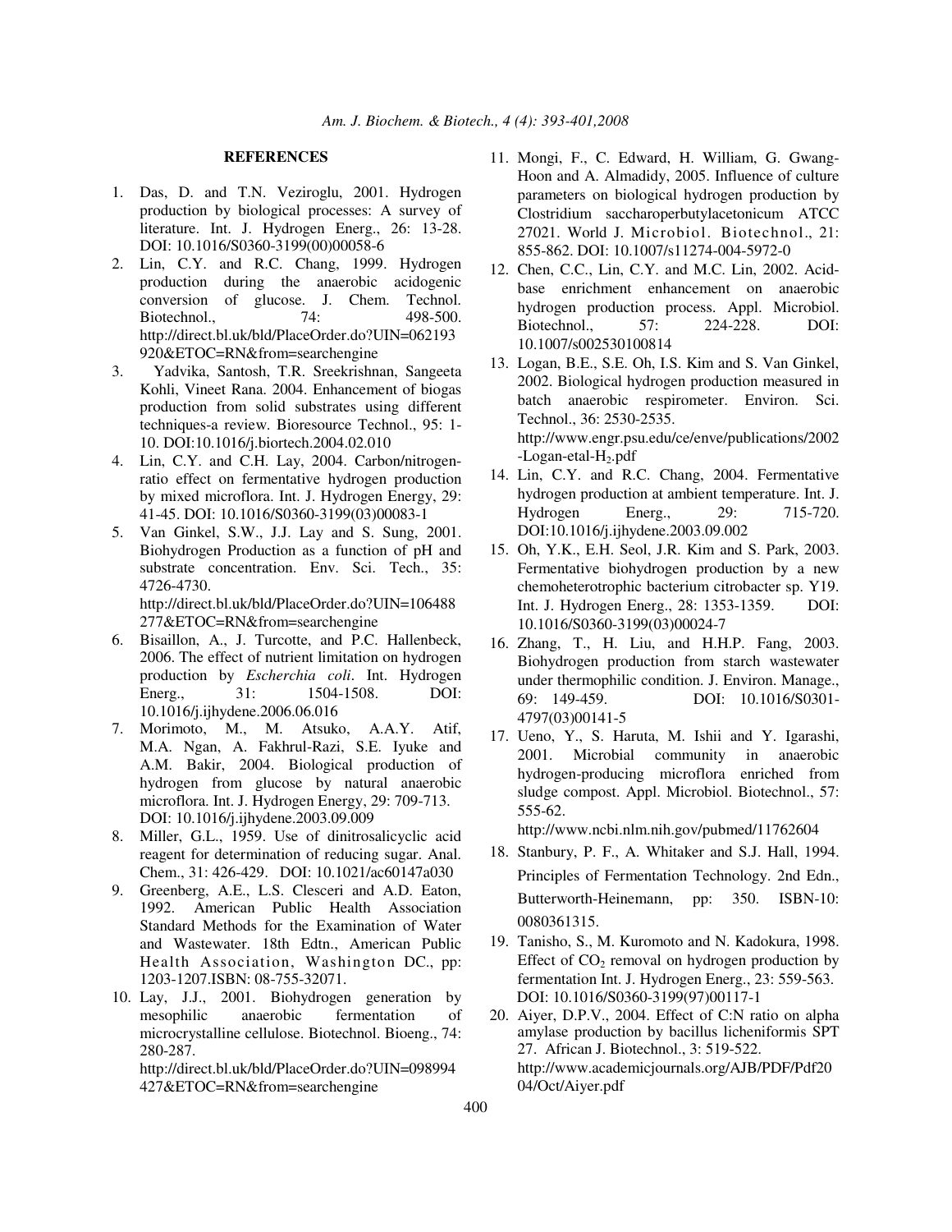## REFERENCES

1. Das, D. and T.N. Veziroglu, 2001. Hydrogen production by biological processes: A survey of literature. Int. J. Hydrogen Energ., 26: 13-28. DOI: 10.1016/S0360-3199(00)00058-6
2. Lin, C.Y. and R.C. Chang, 1999. Hydrogen production during the anaerobic acidogenic conversion of glucose. J. Chem. Technol. Biotechnol., 74: 498-500. http://direct.bl.uk/bld/PlaceOrder.do?UIN=062193920&ETOC=RN&from=searchengine
3. Yadvika, Santosh, T.R. Sreekrishnan, Sangeeta Kohli, Vineet Rana. 2004. Enhancement of biogas production from solid substrates using different techniques-a review. Bioresource Technol., 95: 1-10. DOI:10.1016/j.biortech.2004.02.010
4. Lin, C.Y. and C.H. Lay, 2004. Carbon/nitrogen-ratio effect on fermentative hydrogen production by mixed microflora. Int. J. Hydrogen Energy, 29: 41-45. DOI: 10.1016/S0360-3199(03)00083-1
5. Van Ginkel, S.W., J.J. Lay and S. Sung, 2001. Biohydrogen Production as a function of pH and substrate concentration. Env. Sci. Tech., 35: 4726-4730. http://direct.bl.uk/bld/PlaceOrder.do?UIN=106488277&ETOC=RN&from=searchengine
6. Bisaillon, A., J. Turcotte, and P.C. Hallenbeck, 2006. The effect of nutrient limitation on hydrogen production by *Escherchia coli*. Int. Hydrogen Energ., 31: 1504-1508. DOI: 10.1016/j.ijhydene.2006.06.016
7. Morimoto, M., M. Atsuko, A.A.Y. Atif, M.A. Ngan, A. Fakhrul-Razi, S.E. Iyuke and A.M. Bakir, 2004. Biological production of hydrogen from glucose by natural anaerobic microflora. Int. J. Hydrogen Energy, 29: 709-713. DOI: 10.1016/j.ijhydene.2003.09.009
8. Miller, G.L., 1959. Use of dinitrosalicyclic acid reagent for determination of reducing sugar. Anal. Chem., 31: 426-429. DOI: 10.1021/ac60147a030
9. Greenberg, A.E., L.S. Clesceri and A.D. Eaton, 1992. American Public Health Association Standard Methods for the Examination of Water and Wastewater. 18th Edtn., American Public Health Association, Washington DC., pp: 1203-1207.ISBN: 08-755-32071.
10. Lay, J.J., 2001. Biohydrogen generation by mesophilic anaerobic fermentation of microcrystalline cellulose. Biotechnol. Bioeng., 74: 280-287. http://direct.bl.uk/bld/PlaceOrder.do?UIN=098994427&ETOC=RN&from=searchengine
11. Mongi, F., C. Edward, H. William, G. Gwang-Hoon and A. Almadidy, 2005. Influence of culture parameters on biological hydrogen production by Clostridium saccharoperbutylacetonicum ATCC 27021. World J. Microbiol. Biotechnol., 21: 855-862. DOI: 10.1007/s11274-004-5972-0
12. Chen, C.C., Lin, C.Y. and M.C. Lin, 2002. Acid-base enrichment enhancement on anaerobic hydrogen production process. Appl. Microbiol. Biotechnol., 57: 224-228. DOI: 10.1007/s002530100814
13. Logan, B.E., S.E. Oh, I.S. Kim and S. Van Ginkel, 2002. Biological hydrogen production measured in batch anaerobic respirometer. Environ. Sci. Technol., 36: 2530-2535. http://www.engr.psu.edu/ce/enve/publications/2002-Logan-etal-$H_2$.pdf
14. Lin, C.Y. and R.C. Chang, 2004. Fermentative hydrogen production at ambient temperature. Int. J. Hydrogen Energ., 29: 715-720. DOI:10.1016/j.ijhydene.2003.09.002
15. Oh, Y.K., E.H. Seol, J.R. Kim and S. Park, 2003. Fermentative biohydrogen production by a new chemoheterotrophic bacterium citrobacter sp. Y19. Int. J. Hydrogen Energ., 28: 1353-1359. DOI: 10.1016/S0360-3199(03)00024-7
16. Zhang, T., H. Liu, and H.H.P. Fang, 2003. Biohydrogen production from starch wastewater under thermophilic condition. J. Environ. Manage., 69: 149-459. DOI: 10.1016/S0301-4797(03)00141-5
17. Ueno, Y., S. Haruta, M. Ishii and Y. Igarashi, 2001. Microbial community in anaerobic hydrogen-producing microflora enriched from sludge compost. Appl. Microbiol. Biotechnol., 57: 555-62. http://www.ncbi.nlm.nih.gov/pubmed/11762604
18. Stanbury, P. F., A. Whitaker and S.J. Hall, 1994. Principles of Fermentation Technology. 2nd Edn., Butterworth-Heinemann, pp: 350. ISBN-10: 0080361315.
19. Tanisho, S., M. Kuromoto and N. Kadokura, 1998. Effect of $CO_2$ removal on hydrogen production by fermentation Int. J. Hydrogen Energ., 23: 559-563. DOI: 10.1016/S0360-3199(97)00117-1
20. Aiyer, D.P.V., 2004. Effect of C:N ratio on alpha amylase production by bacillus licheniformis SPT 27. African J. Biotechnol., 3: 519-522. http://www.academicjournals.org/AJB/PDF/Pdf2004/Oct/Aiyer.pdf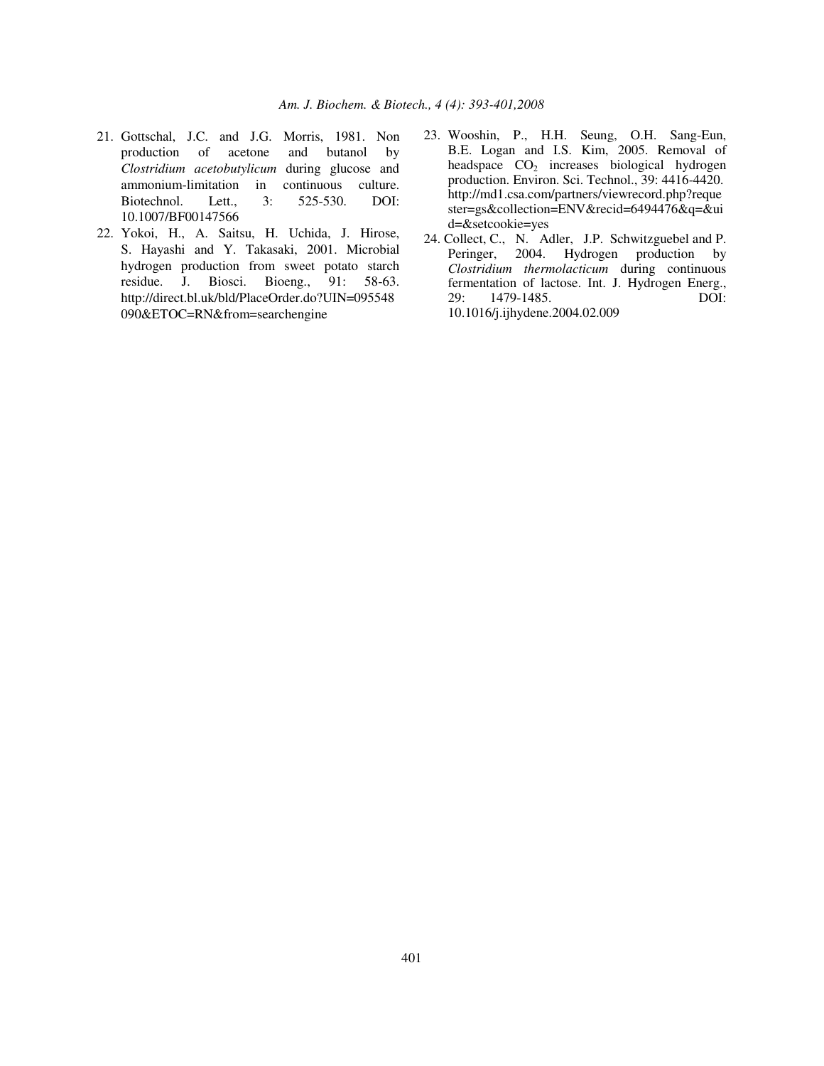21. Gottschal, J.C. and J.G. Morris, 1981. Non production of acetone and butanol by *Clostridium acetobutylicum* during glucose and ammonium-limitation in continuous culture. Biotechnol. Lett., 3: 525-530. DOI: 10.1007/BF00147566
22. Yokoi, H., A. Saitsu, H. Uchida, J. Hirose, S. Hayashi and Y. Takasaki, 2001. Microbial hydrogen production from sweet potato starch residue. J. Biosci. Bioeng., 91: 58-63. http://direct.bl.uk/bld/PlaceOrder.do?UIN=095548090&ETOC=RN&from=searchengine
23. Wooshin, P., H.H. Seung, O.H. Sang-Eun, B.E. Logan and I.S. Kim, 2005. Removal of headspace $CO_2$ increases biological hydrogen production. Environ. Sci. Technol., 39: 4416-4420. http://md1.csa.com/partners/viewrecord.php?requester=gs&collection=ENV&recid=6494476&q=&uid=&setcookie=yes
24. Collect, C., N. Adler, J.P. Schwitzguebel and P. Peringer, 2004. Hydrogen production by *Clostridium thermolacticum* during continuous fermentation of lactose. Int. J. Hydrogen Energ., 29: 1479-1485. DOI: 10.1016/j.ijhydene.2004.02.009